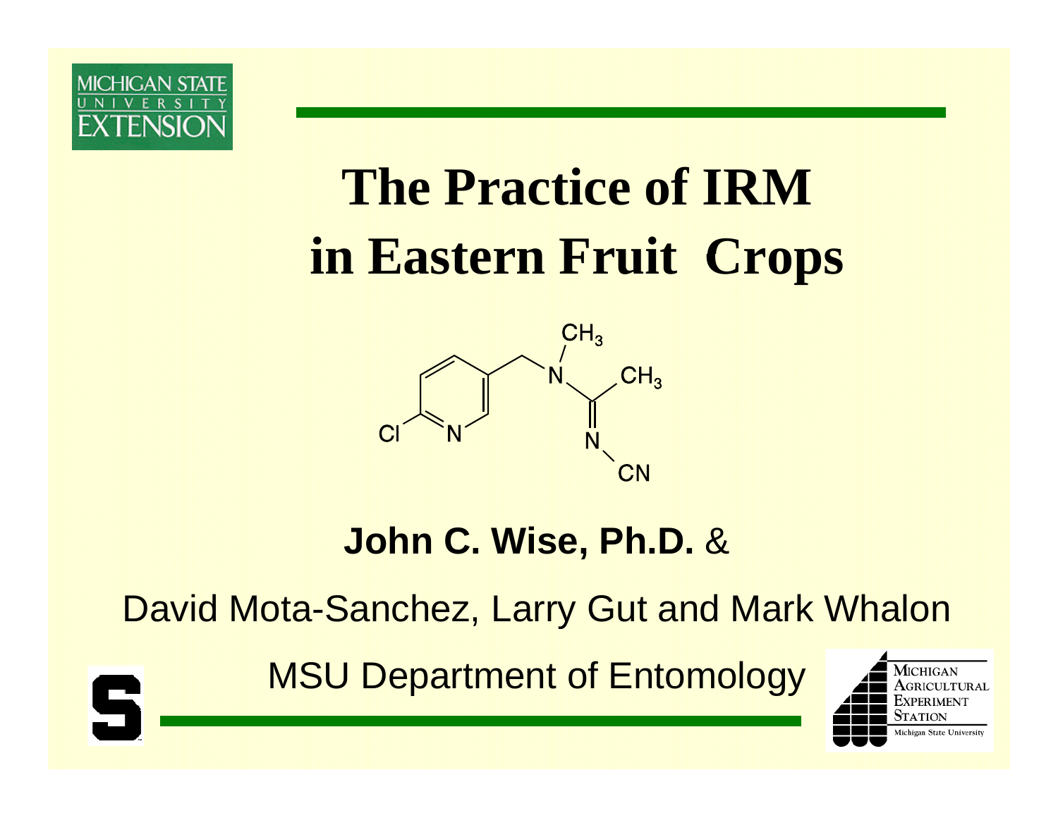# The Practice of IRM in Eastern Fruit Crops

**John C. Wise, Ph.D.** &

David Mota-Sanchez, Larry Gut and Mark Whalon

MSU Department of Entomology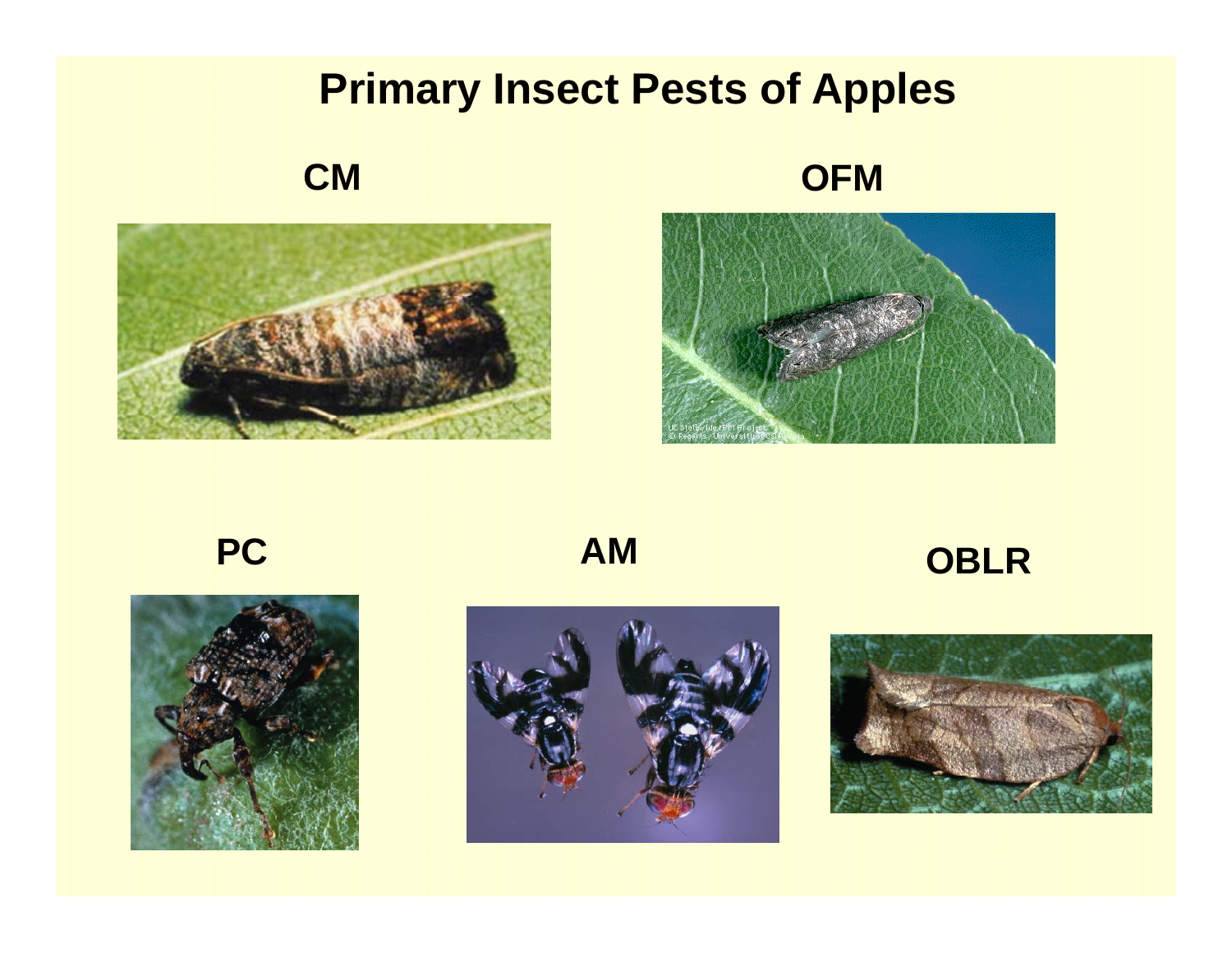# Primary Insect Pests of Apples

**CM**

**OFM**

**PC**

**AM**

**OBLR**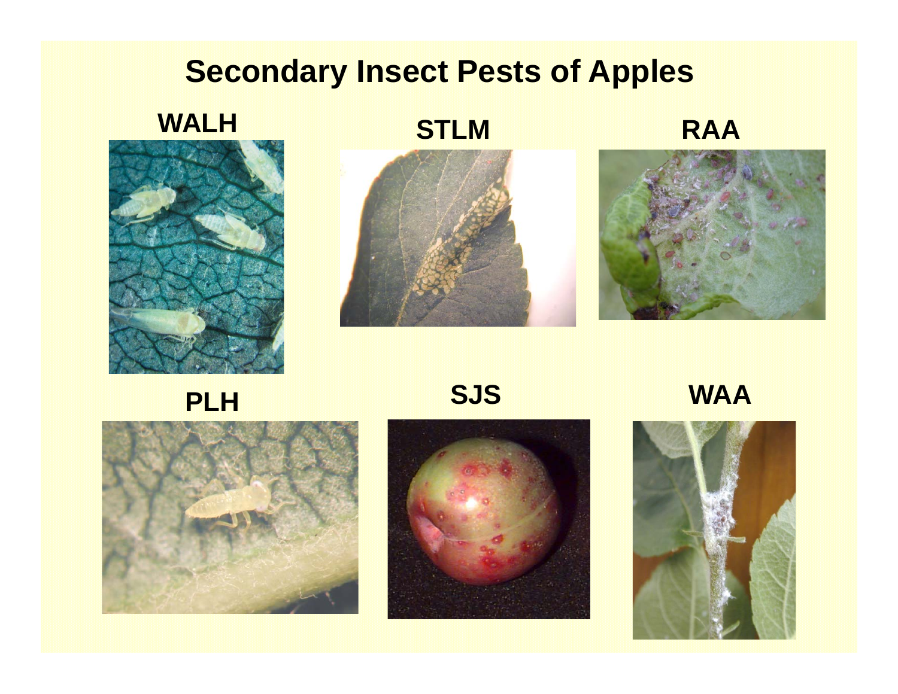# Secondary Insect Pests of Apples

WALH

STLM

RAA

PLH

SJS

WAA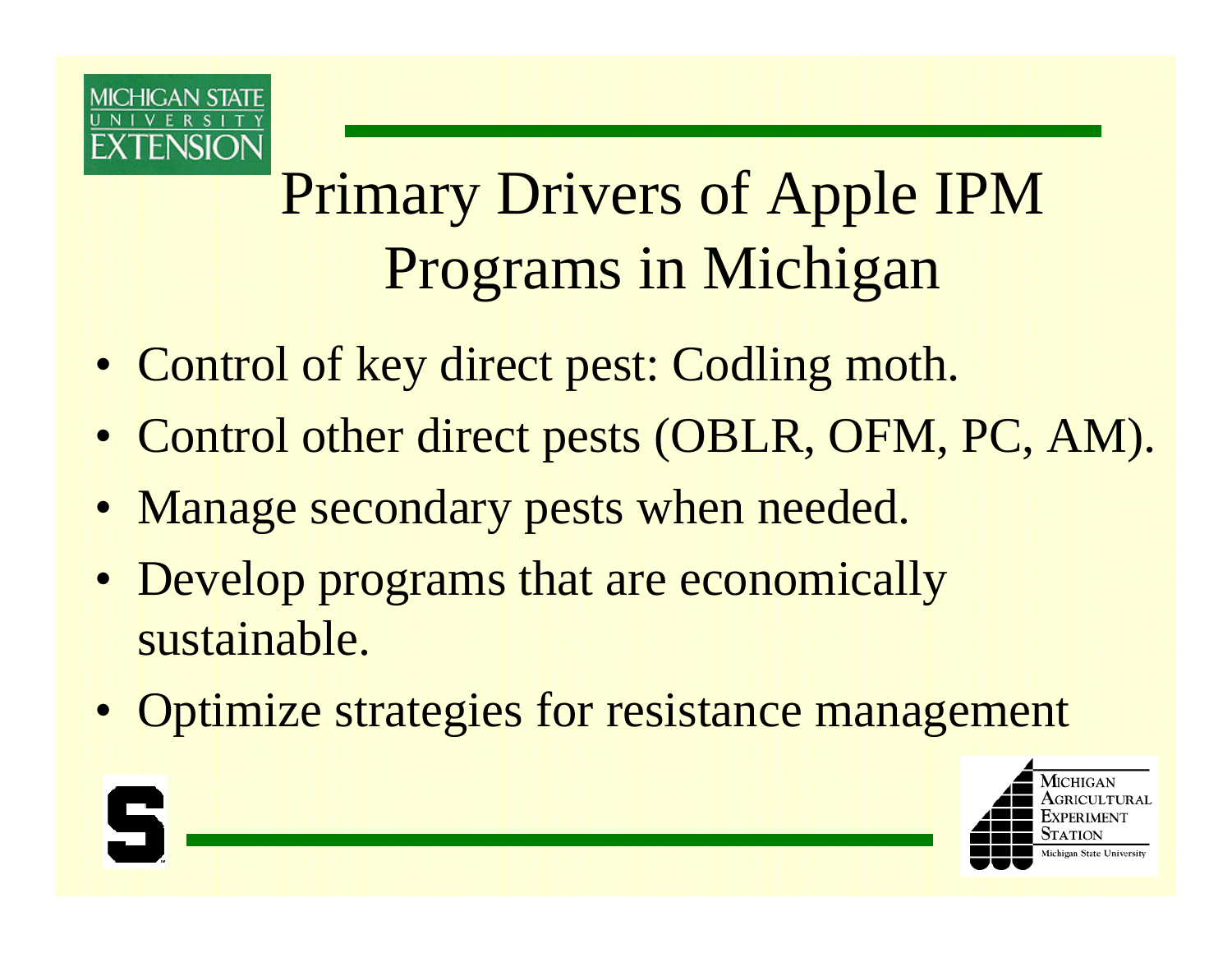# Primary Drivers of Apple IPM Programs in Michigan

- Control of key direct pest: Codling moth.
- Control other direct pests (OBLR, OFM, PC, AM).
- Manage secondary pests when needed.
- Develop programs that are economically sustainable.
- Optimize strategies for resistance management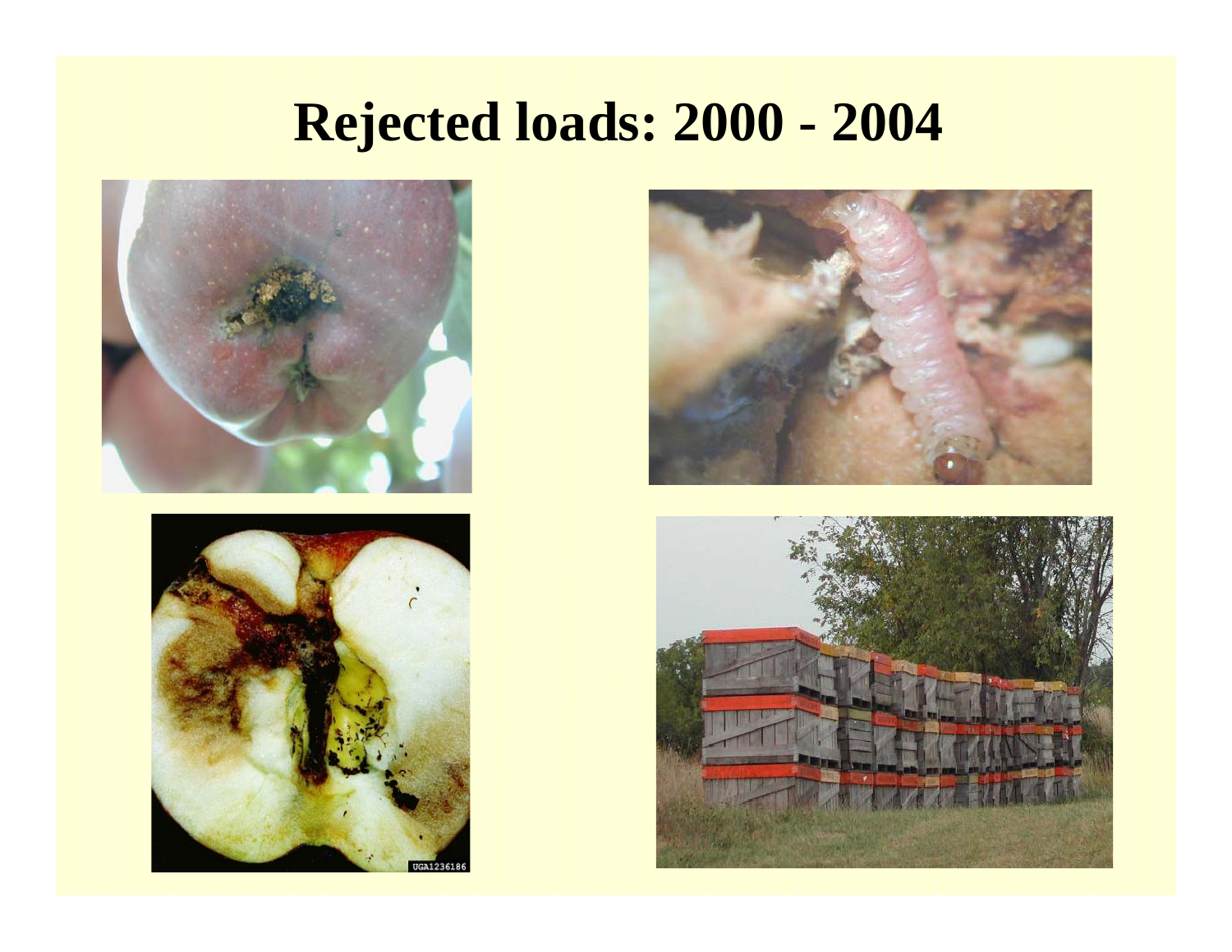# Rejected loads: 2000 - 2004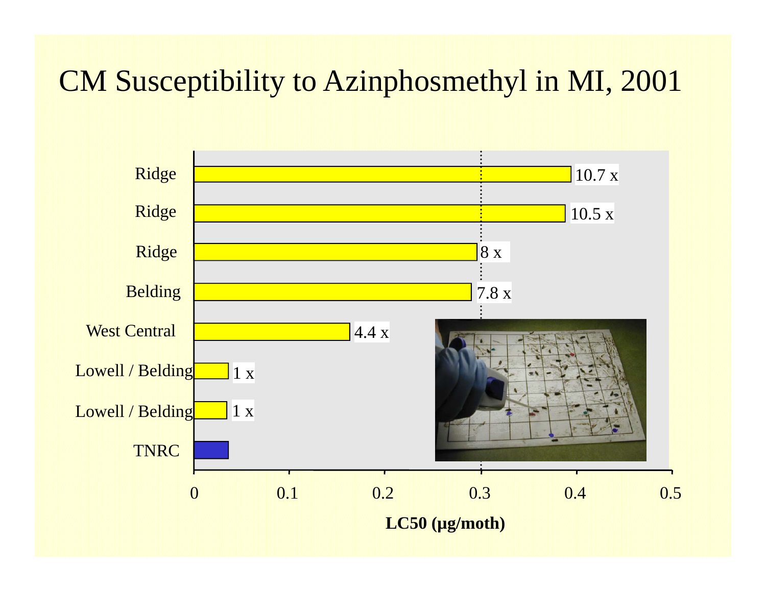# CM Susceptibility to Azinphosmethyl in MI, 2001

| Population | LC50 (µg/moth) | Resistance ratio |
|---|---|---|
| Ridge | ~0.39 | 10.7 x |
| Ridge | ~0.39 | 10.5 x |
| Ridge | ~0.30 | 8 x |
| Belding | ~0.29 | 7.8 x |
| West Central | ~0.16 | 4.4 x |
| Lowell / Belding | ~0.04 | 1 x |
| Lowell / Belding | ~0.03 | 1 x |
| TNRC | ~0.04 | |

LC50 (µg/moth)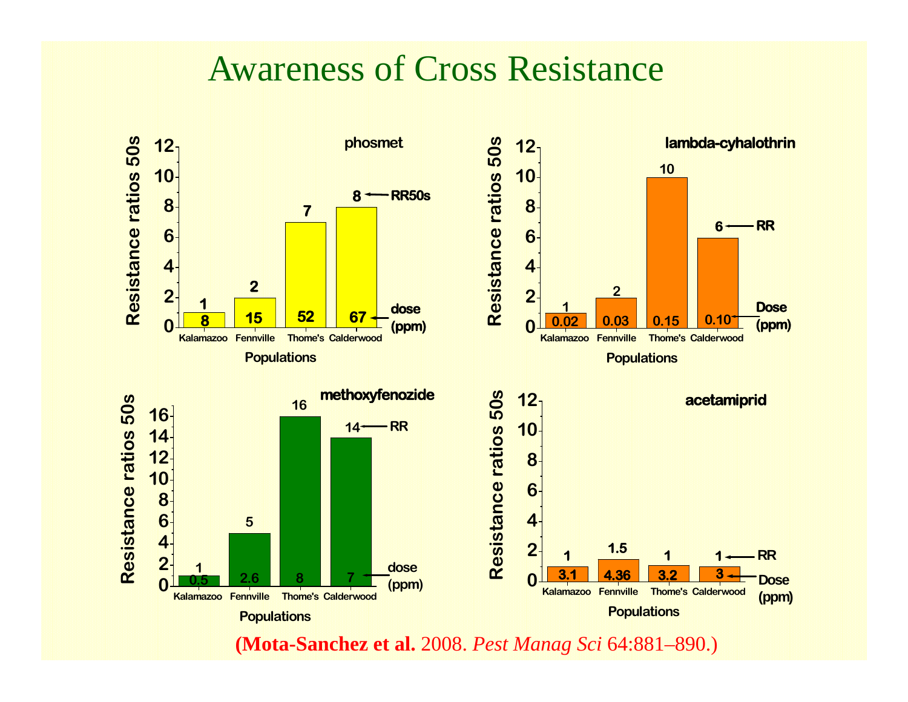# Awareness of Cross Resistance

**phosmet**

| Populations | Resistance ratios 50s (RR50s) | dose (ppm) |
|---|---|---|
| Kalamazoo | 1 | 8 |
| Fennville | 2 | 15 |
| Thome's | 7 | 52 |
| Calderwood | 8 | 67 |

**lambda-cyhalothrin**

| Populations | Resistance ratios 50s (RR) | Dose (ppm) |
|---|---|---|
| Kalamazoo | 1 | 0.02 |
| Fennville | 2 | 0.03 |
| Thome's | 10 | 0.15 |
| Calderwood | 6 | 0.10 |

**methoxyfenozide**

| Populations | Resistance ratios 50s (RR) | dose (ppm) |
|---|---|---|
| Kalamazoo | 1 | 0.5 |
| Fennville | 5 | 2.6 |
| Thome's | 16 | 8 |
| Calderwood | 14 | 7 |

**acetamiprid**

| Populations | Resistance ratios 50s (RR) | Dose (ppm) |
|---|---|---|
| Kalamazoo | 1 | 3.1 |
| Fennville | 1.5 | 4.36 |
| Thome's | 1 | 3.2 |
| Calderwood | 1 | 3 |

(**Mota-Sanchez et al.** 2008. *Pest Manag Sci* 64:881–890.)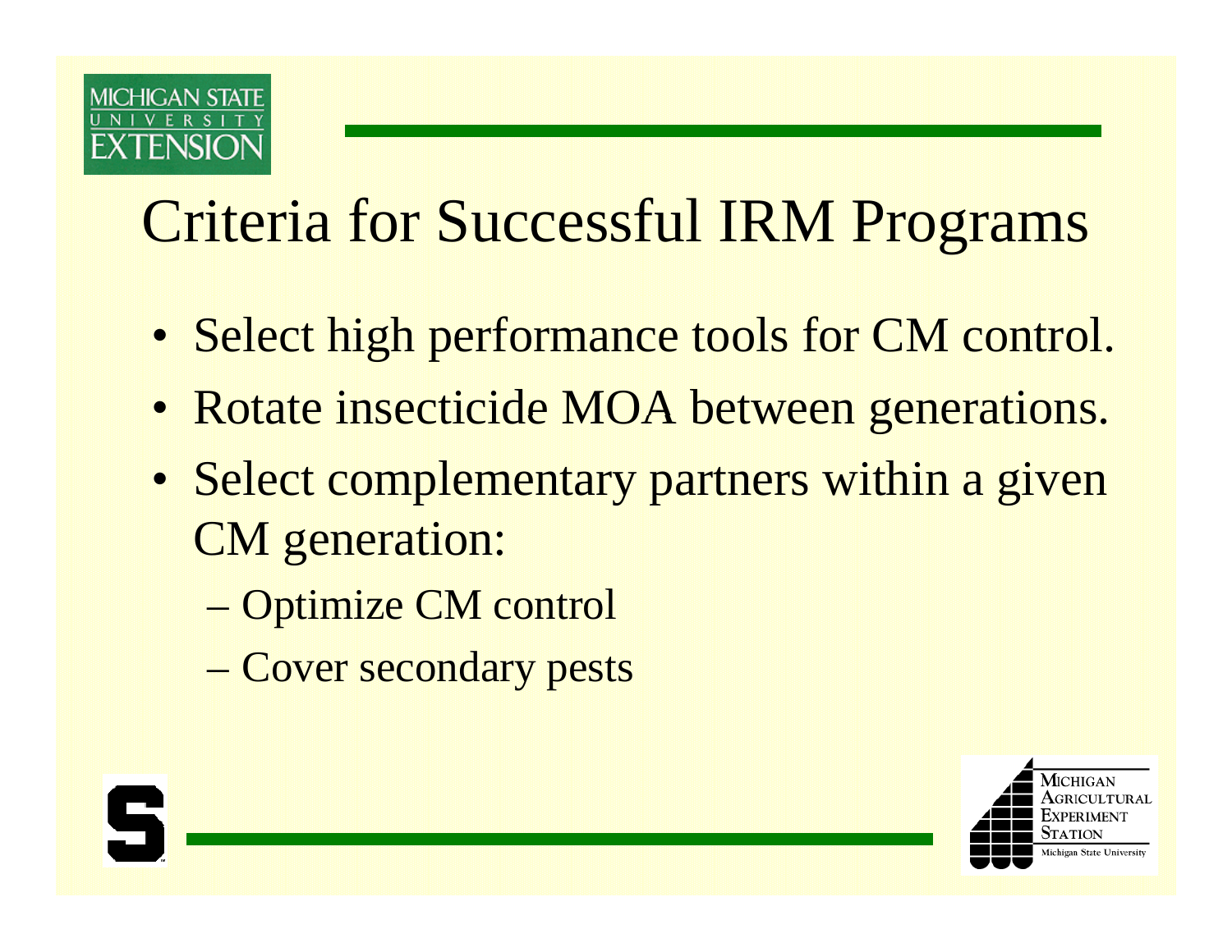# Criteria for Successful IRM Programs

- Select high performance tools for CM control.
- Rotate insecticide MOA between generations.
- Select complementary partners within a given CM generation:
  - Optimize CM control
  - Cover secondary pests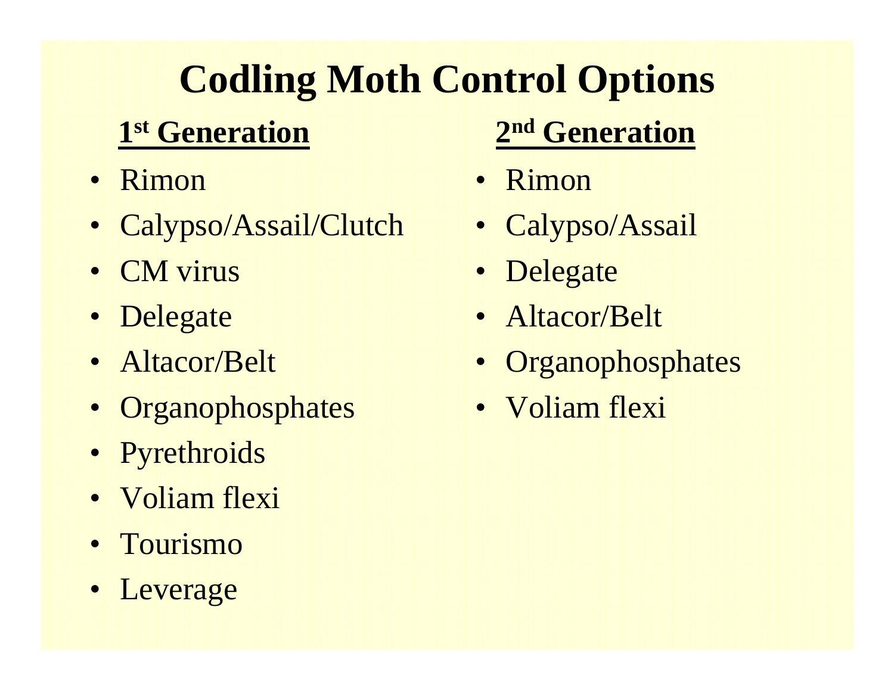# Codling Moth Control Options

## 1st Generation

- Rimon
- Calypso/Assail/Clutch
- CM virus
- Delegate
- Altacor/Belt
- Organophosphates
- Pyrethroids
- Voliam flexi
- Tourismo
- Leverage

## 2nd Generation

- Rimon
- Calypso/Assail
- Delegate
- Altacor/Belt
- Organophosphates
- Voliam flexi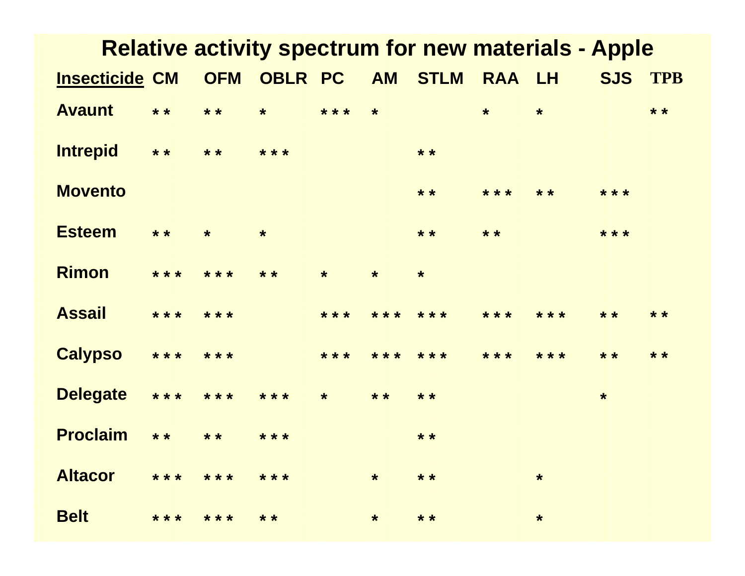# Relative activity spectrum for new materials - Apple

| Insecticide | CM | OFM | OBLR | PC | AM | STLM | RAA | LH | SJS | TPB |
|---|---|---|---|---|---|---|---|---|---|---|
| Avaunt | * * | * * | * | * * * | * | | * | * | | * * |
| Intrepid | * * | * * | * * * | | | * * | | | | |
| Movento | | | | | | * * | * * * | * * | * * * | |
| Esteem | * * | * | * | | | * * | * * | | * * * | |
| Rimon | * * * | * * * | * * | * | * | * | | | | |
| Assail | * * * | * * * | | * * * | * * * | * * * | * * * | * * * | * * | * * |
| Calypso | * * * | * * * | | * * * | * * * | * * * | * * * | * * * | * * | * * |
| Delegate | * * * | * * * | * * * | * | * * | * * | | | * | |
| Proclaim | * * | * * | * * * | | | * * | | | | |
| Altacor | * * * | * * * | * * * | | * | * * | | * | | |
| Belt | * * * | * * * | * * | | * | * * | | * | | |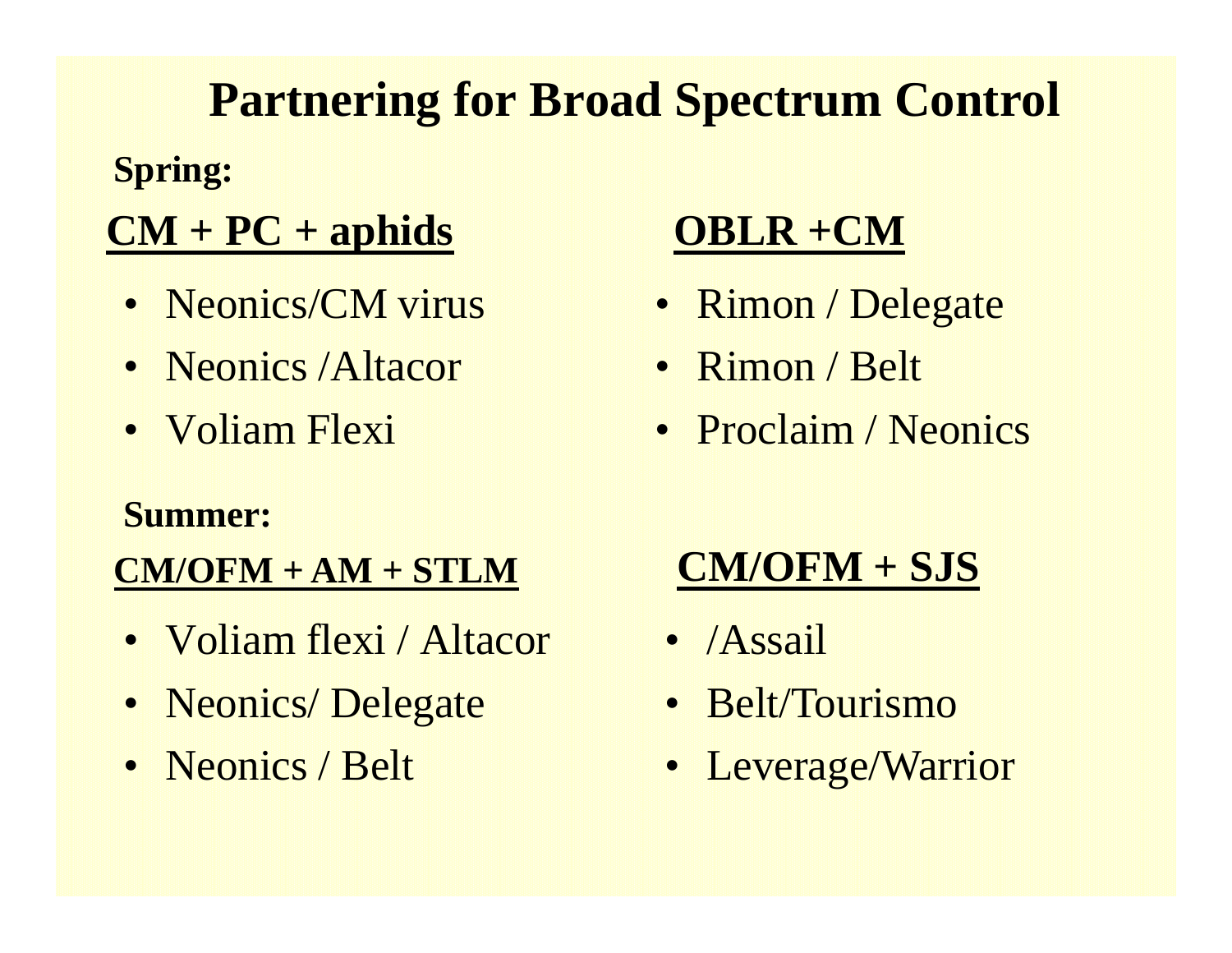# Partnering for Broad Spectrum Control

**Spring:**

**CM + PC + aphids**

- Neonics/CM virus
- Neonics /Altacor
- Voliam Flexi

**OBLR +CM**

- Rimon / Delegate
- Rimon / Belt
- Proclaim / Neonics

**Summer:**

**CM/OFM + AM + STLM**

- Voliam flexi / Altacor
- Neonics/ Delegate
- Neonics / Belt

**CM/OFM + SJS**

- /Assail
- Belt/Tourismo
- Leverage/Warrior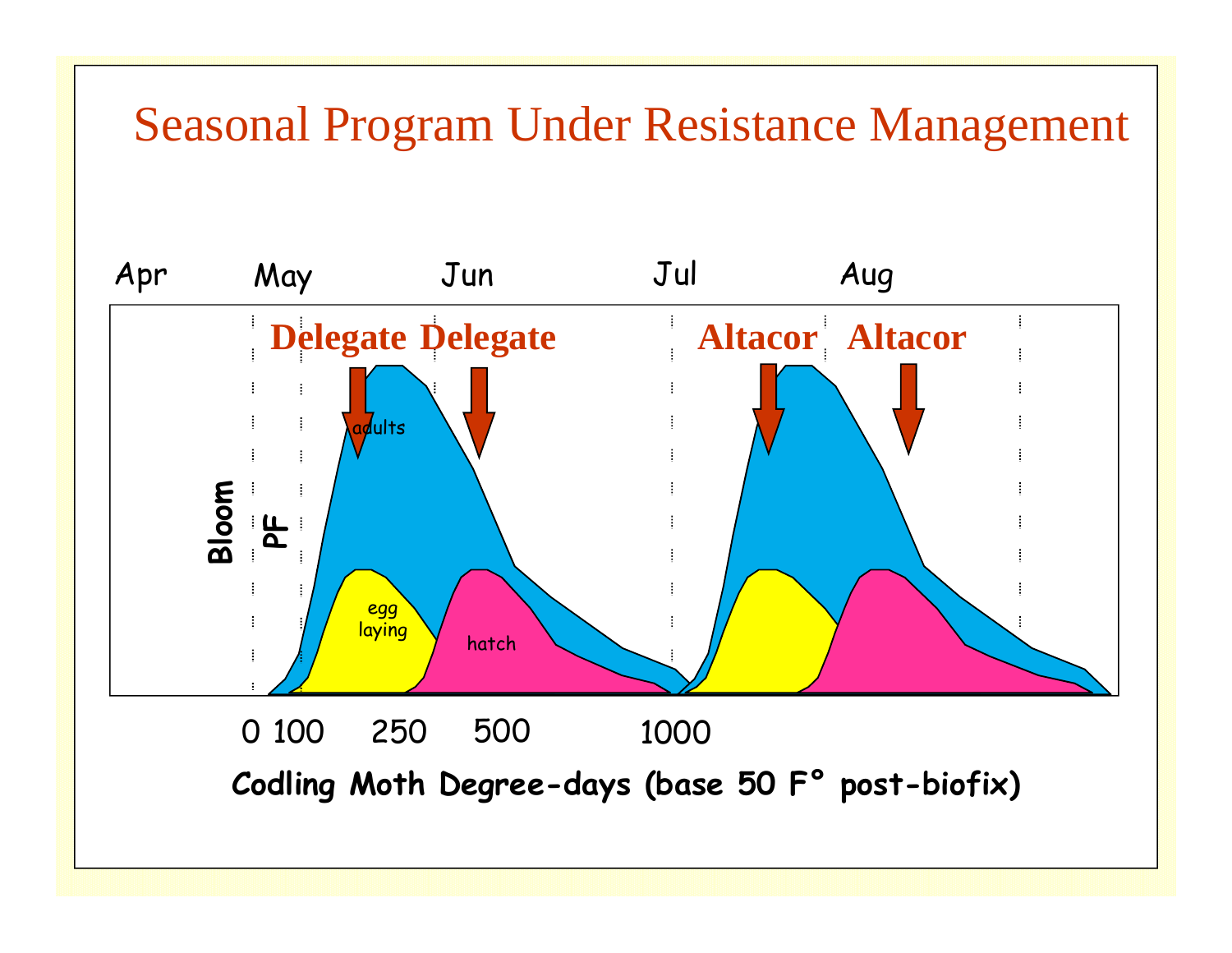# Seasonal Program Under Resistance Management

Apr May Jun Jul Aug

Delegate Delegate Altacor Altacor

adults

Bloom

PF

egg laying

hatch

0 100 250 500 1000

**Codling Moth Degree-days (base 50 F° post-biofix)**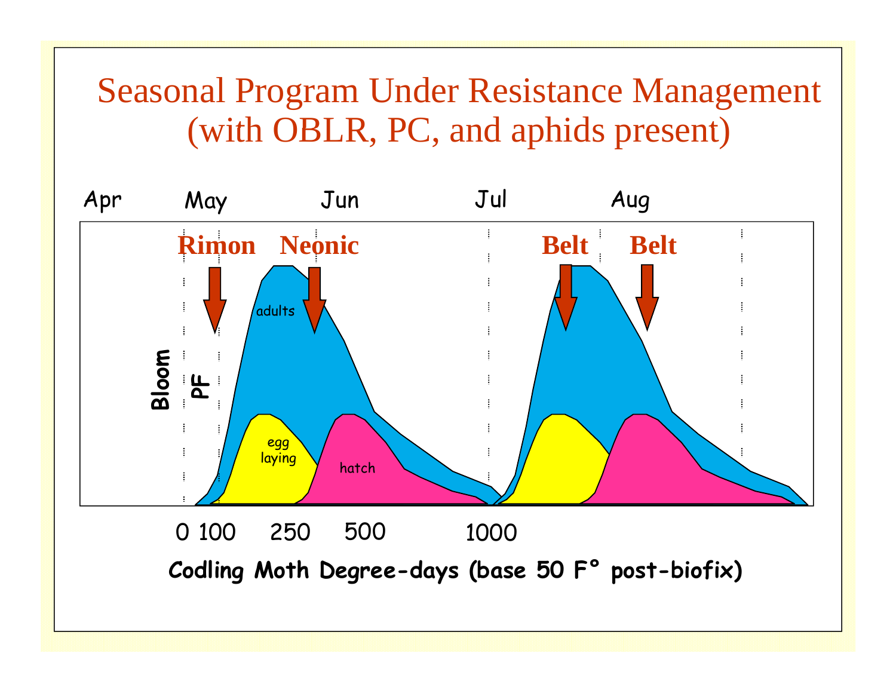# Seasonal Program Under Resistance Management (with OBLR, PC, and aphids present)

Apr May Jun Jul Aug

**Rimon** **Neonic** **Belt** **Belt**

**Bloom** **PF**

adults

egg laying

hatch

0 100 250 500 1000

**Codling Moth Degree-days (base 50 F° post-biofix)**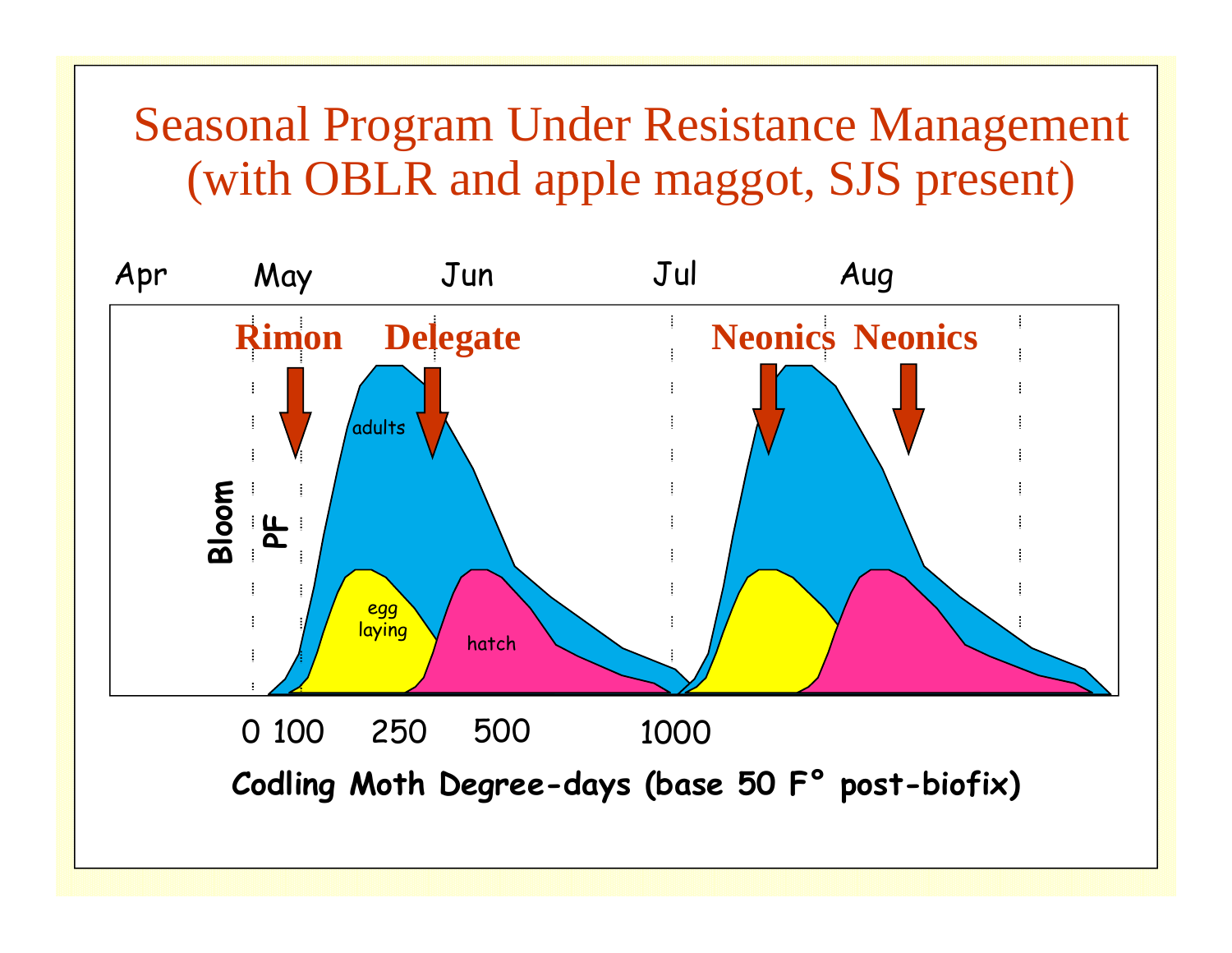# Seasonal Program Under Resistance Management (with OBLR and apple maggot, SJS present)

Apr May Jun Jul Aug

Rimon Delegate Neonics Neonics

adults

egg laying

hatch

Bloom

PF

0 100 250 500 1000

**Codling Moth Degree-days (base 50 F° post-biofix)**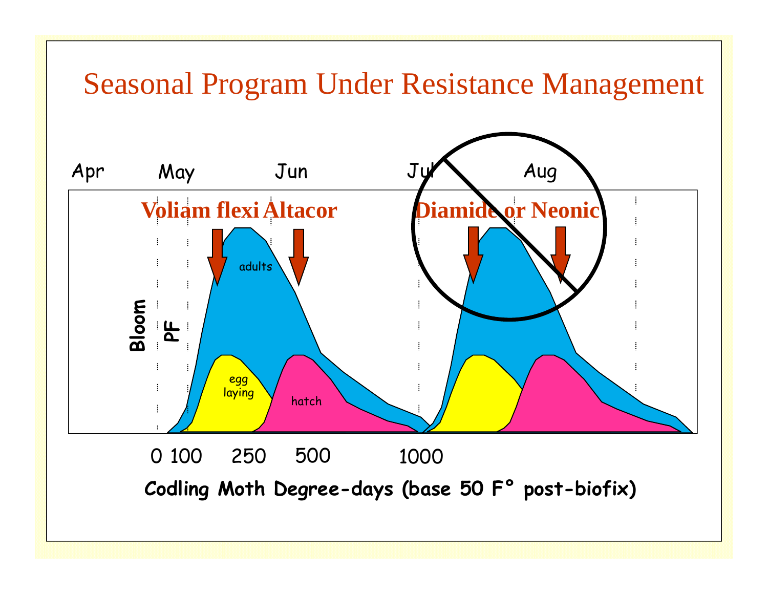# Seasonal Program Under Resistance Management

Apr May Jun Jul Aug

Voliam flexi Altacor

Diamide or Neonic

adults

egg laying

hatch

Bloom

PF

0 100 250 500 1000

**Codling Moth Degree-days (base 50 F° post-biofix)**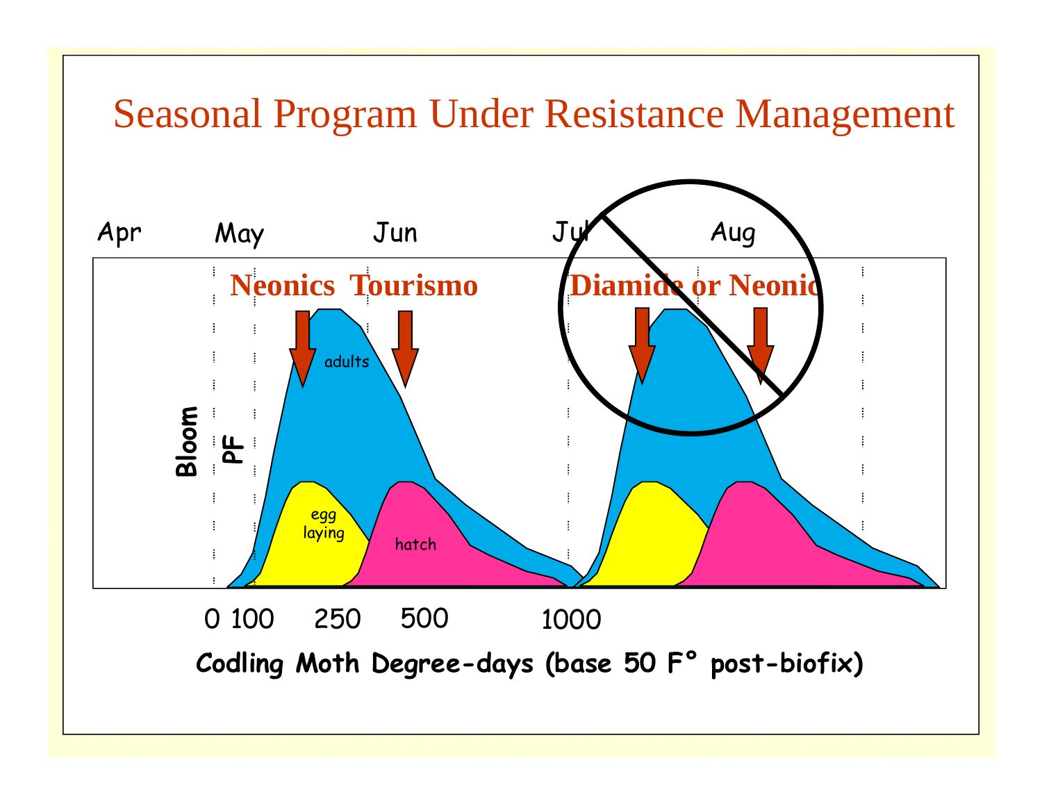# Seasonal Program Under Resistance Management

Apr May Jun Jul Aug

**Neonics Tourismo** **Diamide or Neonic**

adults

egg laying

hatch

**Bloom** **PF**

0 100 250 500 1000

**Codling Moth Degree-days (base 50 F° post-biofix)**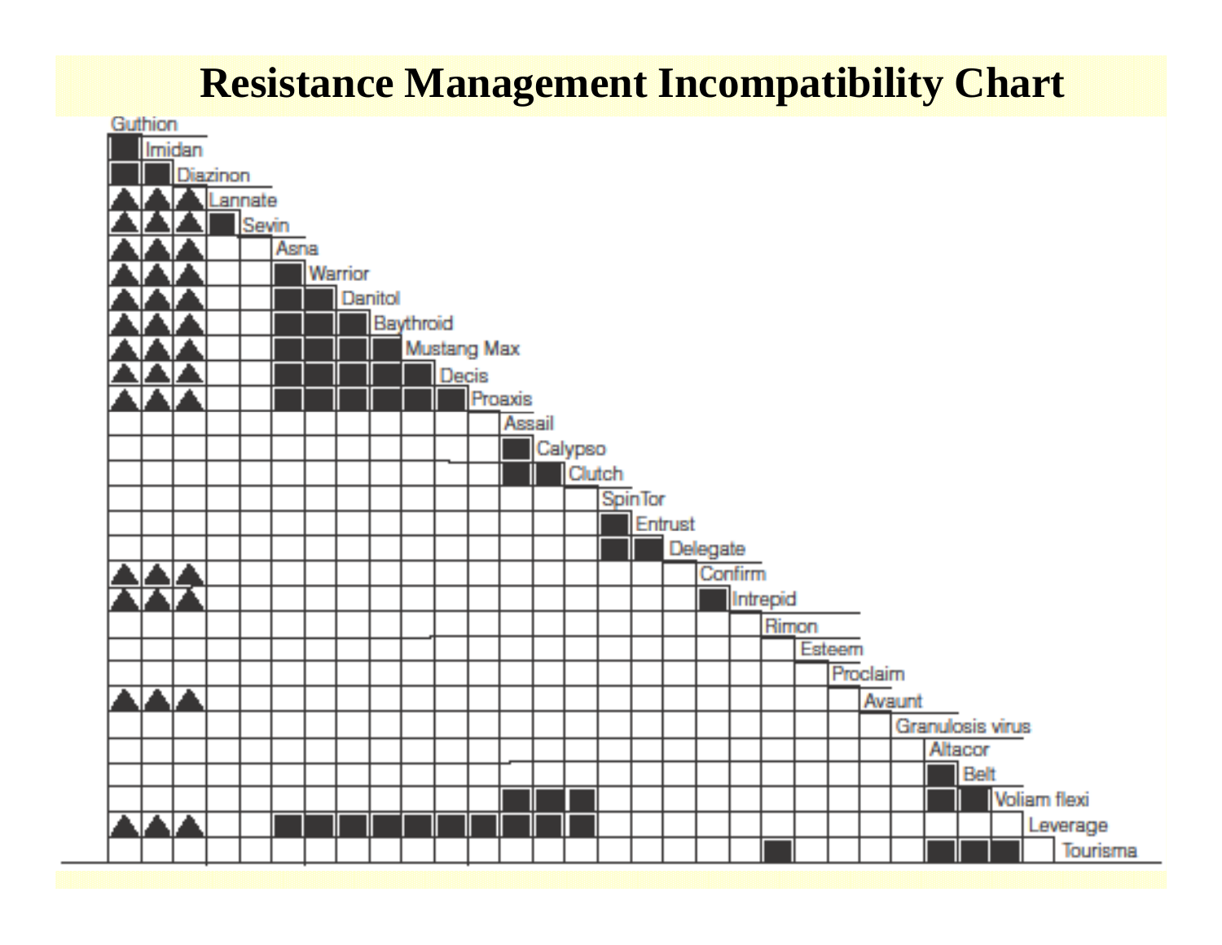# Resistance Management Incompatibility Chart

| | Guthion | Imidan | Diazinon | Lannate | Sevin | Asna | Warrior | Danitol | Baythroid | Mustang Max | Decis | Proaxis | Assail | Calypso | Clutch | SpinTor | Entrust | Delegate | Confirm | Intrepid | Rimon | Esteem | Proclaim | Avaunt | Granulosis virus | Altacor | Belt | Voliam flexi | Leverage |
|---|---|---|---|---|---|---|---|---|---|---|---|---|---|---|---|---|---|---|---|---|---|---|---|---|---|---|---|---|---|
| Guthion | | | | | | | | | | | | | | | | | | | | | | | | | | | | | |
| Imidan | ■ | | | | | | | | | | | | | | | | | | | | | | | | | | | | |
| Diazinon | ■ | ■ | | | | | | | | | | | | | | | | | | | | | | | | | | | |
| Lannate | ▲ | ▲ | ▲ | | | | | | | | | | | | | | | | | | | | | | | | | | |
| Sevin | ▲ | ▲ | ▲ | ■ | | | | | | | | | | | | | | | | | | | | | | | | | |
| Asna | ▲ | ▲ | ▲ | | | | | | | | | | | | | | | | | | | | | | | | | | |
| Warrior | ▲ | ▲ | ▲ | | | ■ | | | | | | | | | | | | | | | | | | | | | | | |
| Danitol | ▲ | ▲ | ▲ | | | ■ | ■ | | | | | | | | | | | | | | | | | | | | | | |
| Baythroid | ▲ | ▲ | ▲ | | | ■ | ■ | ■ | | | | | | | | | | | | | | | | | | | | | |
| Mustang Max | ▲ | ▲ | ▲ | | | ■ | ■ | ■ | ■ | | | | | | | | | | | | | | | | | | | | |
| Decis | ▲ | ▲ | ▲ | | | ■ | ■ | ■ | ■ | ■ | | | | | | | | | | | | | | | | | | | |
| Proaxis | ▲ | ▲ | ▲ | | | ■ | ■ | ■ | ■ | ■ | ■ | | | | | | | | | | | | | | | | | | |
| Assail | | | | | | | | | | | | | | | | | | | | | | | | | | | | | |
| Calypso | | | | | | | | | | | | | ■ | | | | | | | | | | | | | | | | |
| Clutch | | | | | | | | | | | | | ■ | ■ | | | | | | | | | | | | | | | |
| SpinTor | | | | | | | | | | | | | | | | | | | | | | | | | | | | | |
| Entrust | | | | | | | | | | | | | | | | ■ | | | | | | | | | | | | | |
| Delegate | | | | | | | | | | | | | | | | ■ | ■ | | | | | | | | | | | | |
| Confirm | ▲ | ▲ | ▲ | | | | | | | | | | | | | | | | | | | | | | | | | | |
| Intrepid | ▲ | ▲ | ▲ | | | | | | | | | | | | | | | | ■ | | | | | | | | | | |
| Rimon | | | | | | | | | | | | | | | | | | | | | | | | | | | | | |
| Esteem | | | | | | | | | | | | | | | | | | | | | | | | | | | | | |
| Proclaim | | | | | | | | | | | | | | | | | | | | | | | | | | | | | |
| Avaunt | ▲ | ▲ | ▲ | | | | | | | | | | | | | | | | | | | | | | | | | | |
| Granulosis virus | | | | | | | | | | | | | | | | | | | | | | | | | | | | | |
| Altacor | | | | | | | | | | | | | | | | | | | | | | | | | | | | | |
| Belt | | | | | | | | | | | | | | | | | | | | | | | | | | ■ | | | |
| Voliam flexi | | | | | | | | | | | | | ■ | ■ | ■ | | | | | | | | | | | ■ | ■ | | |
| Leverage | ▲ | ▲ | ▲ | | | ■ | ■ | ■ | ■ | ■ | ■ | ■ | ■ | ■ | ■ | | | | | | | | | | | | | | |
| Tourisma | | | | | | | | | | | | | | | | | | | | | ■ | | | | | ■ | ■ | ■ | |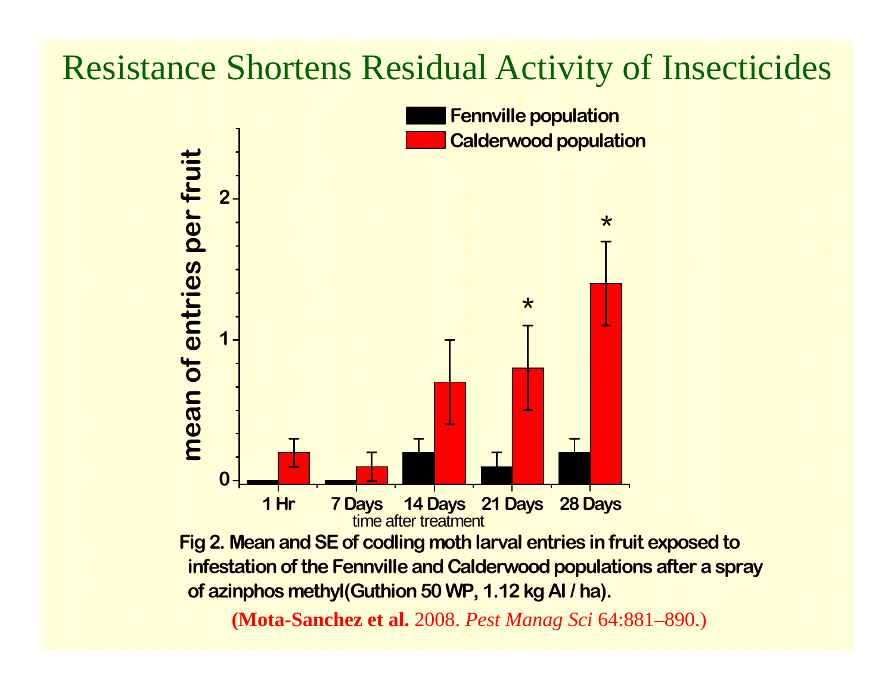# Resistance Shortens Residual Activity of Insecticides

**Fig 2. Mean and SE of codling moth larval entries in fruit exposed to infestation of the Fennville and Calderwood populations after a spray of azinphos methyl(Guthion 50 WP, 1.12 kg AI / ha).**

(**Mota-Sanchez et al.** 2008. *Pest Manag Sci* 64:881–890.)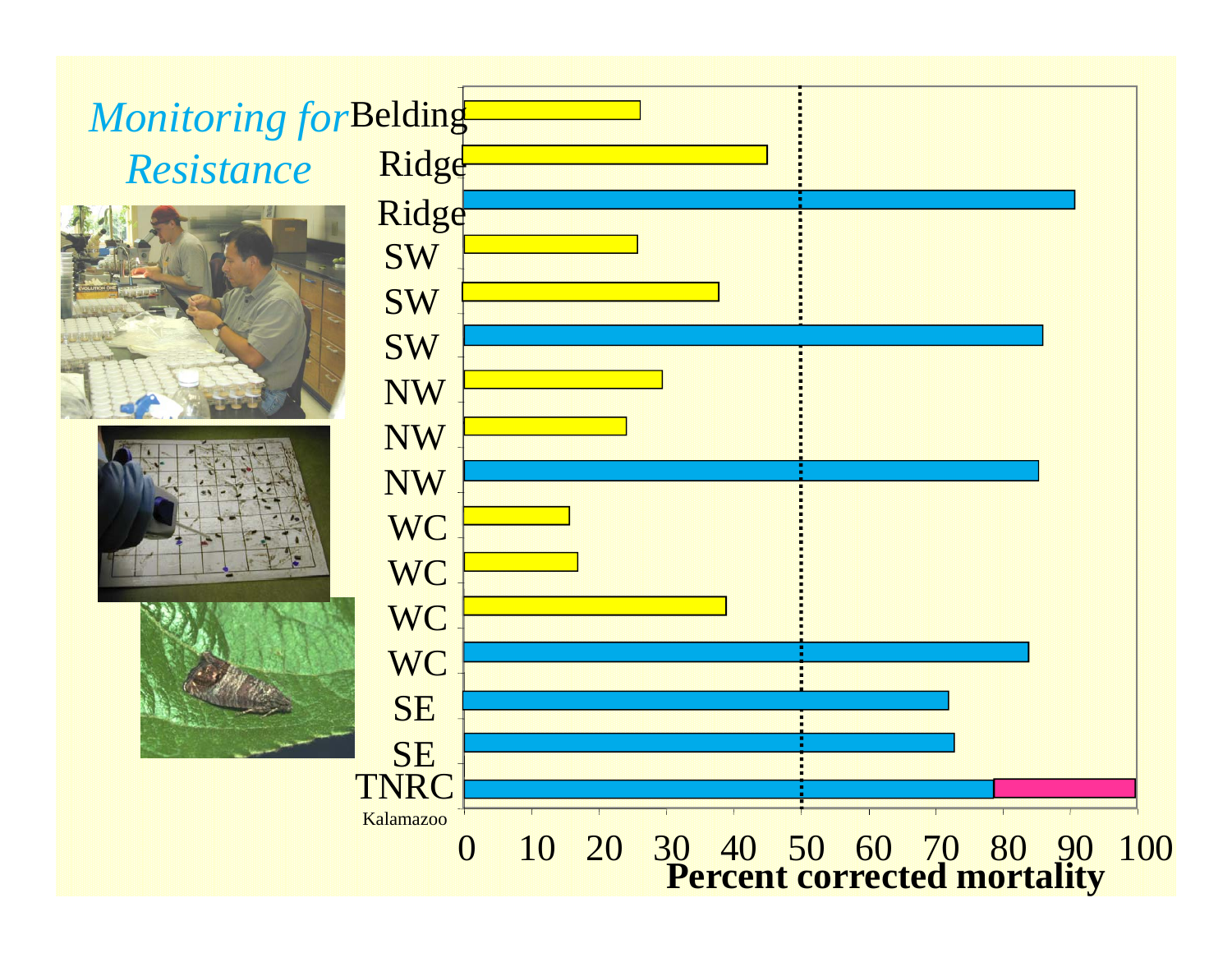*Monitoring for Resistance*

| Population | Percent corrected mortality |
|---|---|
| Belding | 26 |
| Ridge | 45 |
| Ridge | 91 |
| SW | 26 |
| SW | 38 |
| SW | 86 |
| NW | 29 |
| NW | 24 |
| NW | 85 |
| WC | 16 |
| WC | 17 |
| WC | 39 |
| WC | 84 |
| SE | 72 |
| SE | 73 |
| TNRC Kalamazoo | 79 / 100 |

Percent corrected mortality (axis: 0–100; dotted reference line at 50)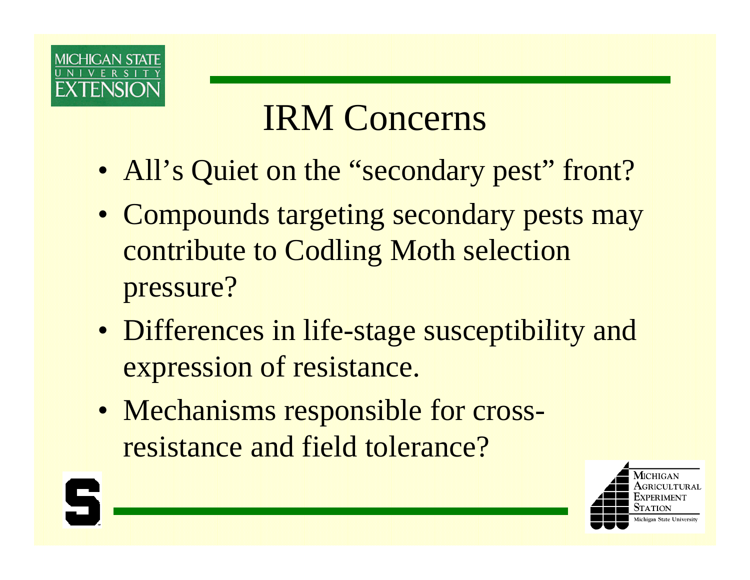# IRM Concerns

- All's Quiet on the "secondary pest" front?
- Compounds targeting secondary pests may contribute to Codling Moth selection pressure?
- Differences in life-stage susceptibility and expression of resistance.
- Mechanisms responsible for cross-resistance and field tolerance?